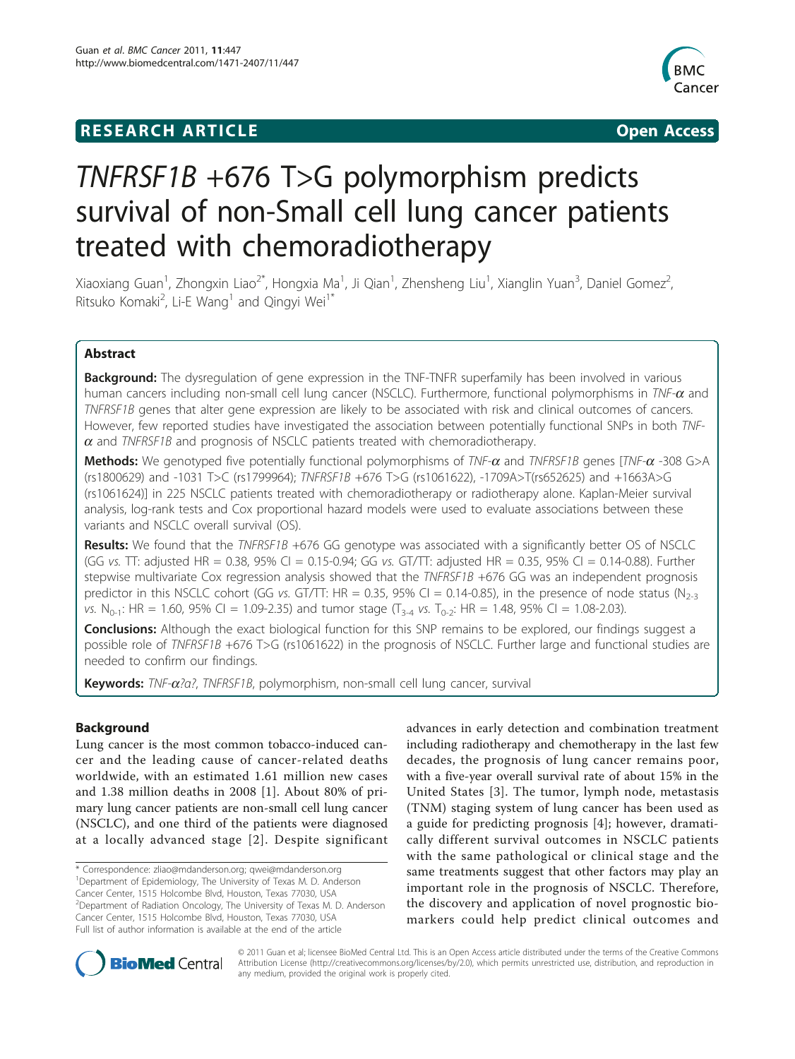**RESEARCH ARTICLE** **Open Access**

# *TNFRSF1B* +676 T>G polymorphism predicts survival of non-Small cell lung cancer patients treated with chemoradiotherapy

Xiaoxiang Guan[1], Zhongxin Liao[2*], Hongxia Ma[1], Ji Qian[1], Zhensheng Liu[1], Xianglin Yuan[3], Daniel Gomez[2], Ritsuko Komaki[2], Li-E Wang[1] and Qingyi Wei[1*]

## Abstract

**Background:** The dysregulation of gene expression in the TNF-TNFR superfamily has been involved in various human cancers including non-small cell lung cancer (NSCLC). Furthermore, functional polymorphisms in *TNF-α* and *TNFRSF1B* genes that alter gene expression are likely to be associated with risk and clinical outcomes of cancers. However, few reported studies have investigated the association between potentially functional SNPs in both *TNF-α* and *TNFRSF1B* and prognosis of NSCLC patients treated with chemoradiotherapy.

**Methods:** We genotyped five potentially functional polymorphisms of *TNF-α* and *TNFRSF1B* genes [*TNF-α* -308 G>A (rs1800629) and -1031 T>C (rs1799964); *TNFRSF1B* +676 T>G (rs1061622), -1709A>T(rs652625) and +1663A>G (rs1061624)] in 225 NSCLC patients treated with chemoradiotherapy or radiotherapy alone. Kaplan-Meier survival analysis, log-rank tests and Cox proportional hazard models were used to evaluate associations between these variants and NSCLC overall survival (OS).

**Results:** We found that the *TNFRSF1B* +676 GG genotype was associated with a significantly better OS of NSCLC (GG *vs.* TT: adjusted HR = 0.38, 95% CI = 0.15-0.94; GG *vs.* GT/TT: adjusted HR = 0.35, 95% CI = 0.14-0.88). Further stepwise multivariate Cox regression analysis showed that the *TNFRSF1B* +676 GG was an independent prognosis predictor in this NSCLC cohort (GG *vs.* GT/TT: HR = 0.35, 95% CI = 0.14-0.85), in the presence of node status ($N_{2-3}$ *vs.* $N_{0-1}$: HR = 1.60, 95% CI = 1.09-2.35) and tumor stage ($T_{3-4}$ *vs.* $T_{0-2}$: HR = 1.48, 95% CI = 1.08-2.03).

**Conclusions:** Although the exact biological function for this SNP remains to be explored, our findings suggest a possible role of *TNFRSF1B* +676 T>G (rs1061622) in the prognosis of NSCLC. Further large and functional studies are needed to confirm our findings.

**Keywords:** *TNF-α?a?*, *TNFRSF1B*, polymorphism, non-small cell lung cancer, survival

## Background

Lung cancer is the most common tobacco-induced cancer and the leading cause of cancer-related deaths worldwide, with an estimated 1.61 million new cases and 1.38 million deaths in 2008 [1]. About 80% of primary lung cancer patients are non-small cell lung cancer (NSCLC), and one third of the patients were diagnosed at a locally advanced stage [2]. Despite significant advances in early detection and combination treatment including radiotherapy and chemotherapy in the last few decades, the prognosis of lung cancer remains poor, with a five-year overall survival rate of about 15% in the United States [3]. The tumor, lymph node, metastasis (TNM) staging system of lung cancer has been used as a guide for predicting prognosis [4]; however, dramatically different survival outcomes in NSCLC patients with the same pathological or clinical stage and the same treatments suggest that other factors may play an important role in the prognosis of NSCLC. Therefore, the discovery and application of novel prognostic biomarkers could help predict clinical outcomes and

\* Correspondence: zliao@mdanderson.org; qwei@mdanderson.org
[1]Department of Epidemiology, The University of Texas M. D. Anderson Cancer Center, 1515 Holcombe Blvd, Houston, Texas 77030, USA
[2]Department of Radiation Oncology, The University of Texas M. D. Anderson Cancer Center, 1515 Holcombe Blvd, Houston, Texas 77030, USA
Full list of author information is available at the end of the article

© 2011 Guan et al; licensee BioMed Central Ltd. This is an Open Access article distributed under the terms of the Creative Commons Attribution License (http://creativecommons.org/licenses/by/2.0), which permits unrestricted use, distribution, and reproduction in any medium, provided the original work is properly cited.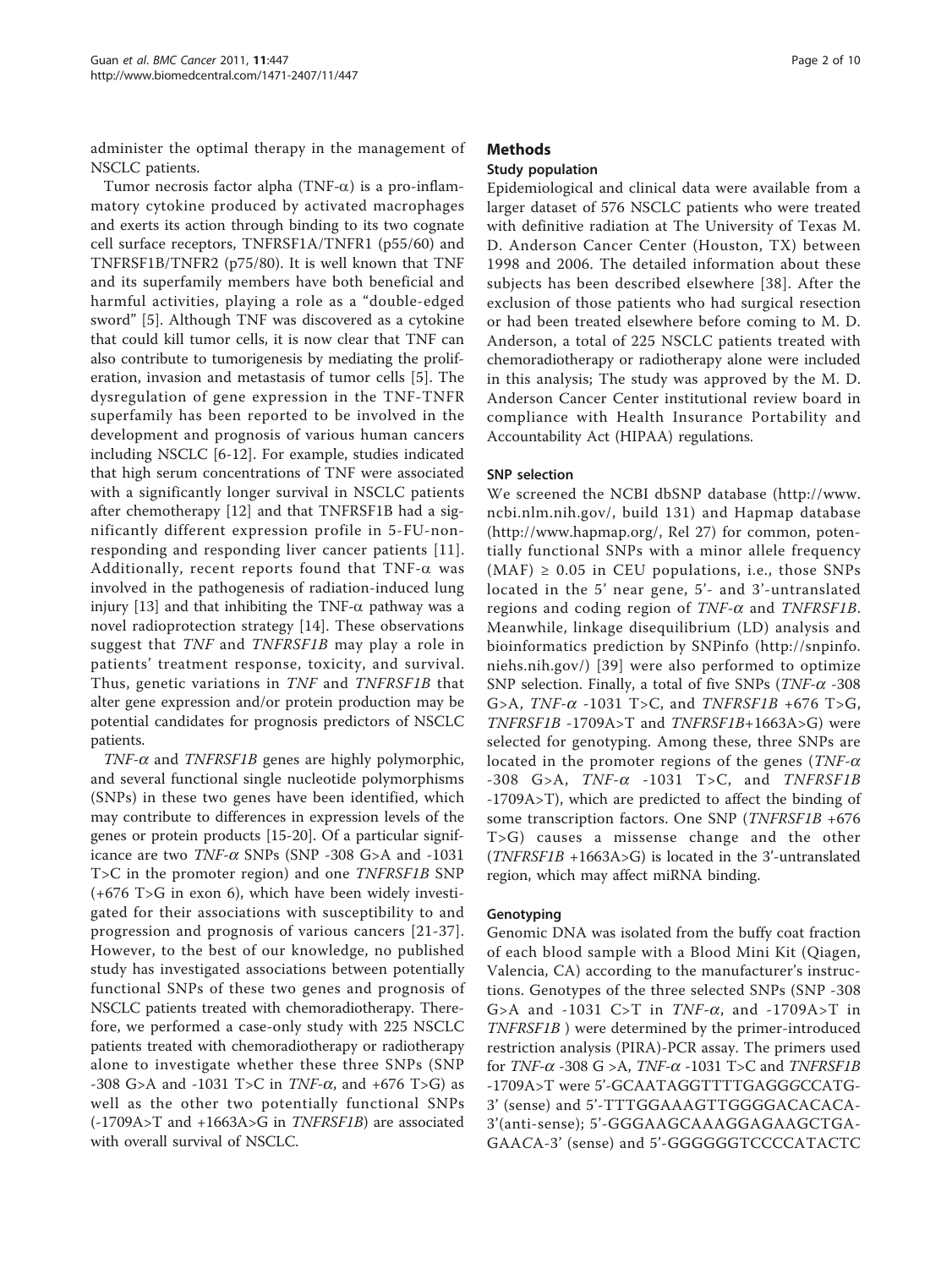administer the optimal therapy in the management of NSCLC patients.

Tumor necrosis factor alpha (TNF-α) is a pro-inflammatory cytokine produced by activated macrophages and exerts its action through binding to its two cognate cell surface receptors, TNFRSF1A/TNFR1 (p55/60) and TNFRSF1B/TNFR2 (p75/80). It is well known that TNF and its superfamily members have both beneficial and harmful activities, playing a role as a "double-edged sword" [5]. Although TNF was discovered as a cytokine that could kill tumor cells, it is now clear that TNF can also contribute to tumorigenesis by mediating the proliferation, invasion and metastasis of tumor cells [5]. The dysregulation of gene expression in the TNF-TNFR superfamily has been reported to be involved in the development and prognosis of various human cancers including NSCLC [6-12]. For example, studies indicated that high serum concentrations of TNF were associated with a significantly longer survival in NSCLC patients after chemotherapy [12] and that TNFRSF1B had a significantly different expression profile in 5-FU-nonresponding and responding liver cancer patients [11]. Additionally, recent reports found that TNF-α was involved in the pathogenesis of radiation-induced lung injury [13] and that inhibiting the TNF-α pathway was a novel radioprotection strategy [14]. These observations suggest that *TNF* and *TNFRSF1B* may play a role in patients' treatment response, toxicity, and survival. Thus, genetic variations in *TNF* and *TNFRSF1B* that alter gene expression and/or protein production may be potential candidates for prognosis predictors of NSCLC patients.

*TNF-α* and *TNFRSF1B* genes are highly polymorphic, and several functional single nucleotide polymorphisms (SNPs) in these two genes have been identified, which may contribute to differences in expression levels of the genes or protein products [15-20]. Of a particular significance are two *TNF-α* SNPs (SNP -308 G>A and -1031 T>C in the promoter region) and one *TNFRSF1B* SNP (+676 T>G in exon 6), which have been widely investigated for their associations with susceptibility to and progression and prognosis of various cancers [21-37]. However, to the best of our knowledge, no published study has investigated associations between potentially functional SNPs of these two genes and prognosis of NSCLC patients treated with chemoradiotherapy. Therefore, we performed a case-only study with 225 NSCLC patients treated with chemoradiotherapy or radiotherapy alone to investigate whether these three SNPs (SNP -308 G>A and -1031 T>C in *TNF-α*, and +676 T>G) as well as the other two potentially functional SNPs (-1709A>T and +1663A>G in *TNFRSF1B*) are associated with overall survival of NSCLC.

## Methods

### Study population

Epidemiological and clinical data were available from a larger dataset of 576 NSCLC patients who were treated with definitive radiation at The University of Texas M. D. Anderson Cancer Center (Houston, TX) between 1998 and 2006. The detailed information about these subjects has been described elsewhere [38]. After the exclusion of those patients who had surgical resection or had been treated elsewhere before coming to M. D. Anderson, a total of 225 NSCLC patients treated with chemoradiotherapy or radiotherapy alone were included in this analysis; The study was approved by the M. D. Anderson Cancer Center institutional review board in compliance with Health Insurance Portability and Accountability Act (HIPAA) regulations.

### SNP selection

We screened the NCBI dbSNP database (http://www.ncbi.nlm.nih.gov/, build 131) and Hapmap database (http://www.hapmap.org/, Rel 27) for common, potentially functional SNPs with a minor allele frequency (MAF) ≥ 0.05 in CEU populations, i.e., those SNPs located in the 5' near gene, 5'- and 3'-untranslated regions and coding region of *TNF-α* and *TNFRSF1B*. Meanwhile, linkage disequilibrium (LD) analysis and bioinformatics prediction by SNPinfo (http://snpinfo.niehs.nih.gov/) [39] were also performed to optimize SNP selection. Finally, a total of five SNPs (*TNF-α* -308 G>A, *TNF-α* -1031 T>C, and *TNFRSF1B* +676 T>G, *TNFRSF1B* -1709A>T and *TNFRSF1B*+1663A>G) were selected for genotyping. Among these, three SNPs are located in the promoter regions of the genes (*TNF-α* -308 G>A, *TNF-α* -1031 T>C, and *TNFRSF1B* -1709A>T), which are predicted to affect the binding of some transcription factors. One SNP (*TNFRSF1B* +676 T>G) causes a missense change and the other (*TNFRSF1B* +1663A>G) is located in the 3'-untranslated region, which may affect miRNA binding.

### Genotyping

Genomic DNA was isolated from the buffy coat fraction of each blood sample with a Blood Mini Kit (Qiagen, Valencia, CA) according to the manufacturer's instructions. Genotypes of the three selected SNPs (SNP -308 G>A and -1031 C>T in *TNF-α*, and -1709A>T in *TNFRSF1B* ) were determined by the primer-introduced restriction analysis (PIRA)-PCR assay. The primers used for *TNF-α* -308 G >A, *TNF-α* -1031 T>C and *TNFRSF1B* -1709A>T were 5'-GCAATAGGTTTTGAGGGCCATG-3' (sense) and 5'-TTTGGAAAGTTGGGGACACACA-3'(anti-sense); 5'-GGGAAGCAAAGGAGAAGCTGAGAACA-3' (sense) and 5'-GGGGGGTCCCCATACTC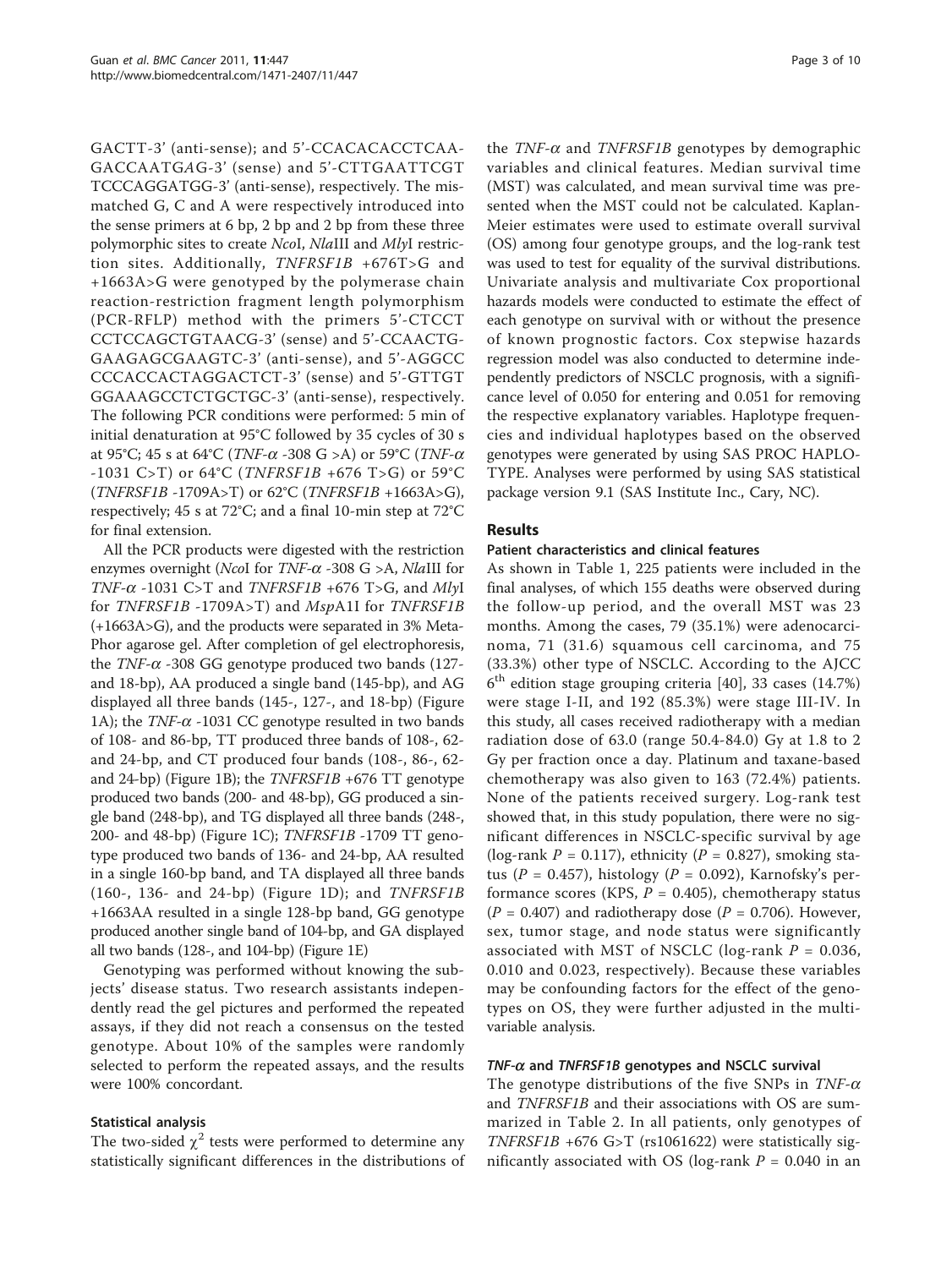GACTT-3' (anti-sense); and 5'-CCACACACCTCAA-GACCAATGAG-3' (sense) and 5'-CTTGAATTCGT TCCCAGGATGG-3' (anti-sense), respectively. The mismatched G, C and A were respectively introduced into the sense primers at 6 bp, 2 bp and 2 bp from these three polymorphic sites to create *Nco*I, *Nla*III and *Mly*I restriction sites. Additionally, *TNFRSF1B* +676T>G and +1663A>G were genotyped by the polymerase chain reaction-restriction fragment length polymorphism (PCR-RFLP) method with the primers 5'-CTCCT CCTCCAGCTGTAACG-3' (sense) and 5'-CCAACTG-GAAGAGCGAAGTC-3' (anti-sense), and 5'-AGGCC CCCACCACTAGGACTCT-3' (sense) and 5'-GTTGT GGAAAGCCTCTGCTGC-3' (anti-sense), respectively. The following PCR conditions were performed: 5 min of initial denaturation at 95°C followed by 35 cycles of 30 s at 95°C; 45 s at 64°C (*TNF-α* -308 G >A) or 59°C (*TNF-α* -1031 C>T) or 64°C (*TNFRSF1B* +676 T>G) or 59°C (*TNFRSF1B* -1709A>T) or 62°C (*TNFRSF1B* +1663A>G), respectively; 45 s at 72°C; and a final 10-min step at 72°C for final extension.

All the PCR products were digested with the restriction enzymes overnight (*Nco*I for *TNF-α* -308 G >A, *Nla*III for *TNF-α* -1031 C>T and *TNFRSF1B* +676 T>G, and *Mly*I for *TNFRSF1B* -1709A>T) and *Msp*A1I for *TNFRSF1B* (+1663A>G), and the products were separated in 3% Meta-Phor agarose gel. After completion of gel electrophoresis, the *TNF-α* -308 GG genotype produced two bands (127- and 18-bp), AA produced a single band (145-bp), and AG displayed all three bands (145-, 127-, and 18-bp) (Figure 1A); the *TNF-α* -1031 CC genotype resulted in two bands of 108- and 86-bp, TT produced three bands of 108-, 62- and 24-bp, and CT produced four bands (108-, 86-, 62- and 24-bp) (Figure 1B); the *TNFRSF1B* +676 TT genotype produced two bands (200- and 48-bp), GG produced a single band (248-bp), and TG displayed all three bands (248-, 200- and 48-bp) (Figure 1C); *TNFRSF1B* -1709 TT genotype produced two bands of 136- and 24-bp, AA resulted in a single 160-bp band, and TA displayed all three bands (160-, 136- and 24-bp) (Figure 1D); and *TNFRSF1B* +1663AA resulted in a single 128-bp band, GG genotype produced another single band of 104-bp, and GA displayed all two bands (128-, and 104-bp) (Figure 1E)

Genotyping was performed without knowing the subjects' disease status. Two research assistants independently read the gel pictures and performed the repeated assays, if they did not reach a consensus on the tested genotype. About 10% of the samples were randomly selected to perform the repeated assays, and the results were 100% concordant.

### Statistical analysis

The two-sided $\chi^2$ tests were performed to determine any statistically significant differences in the distributions of the *TNF-α* and *TNFRSF1B* genotypes by demographic variables and clinical features. Median survival time (MST) was calculated, and mean survival time was presented when the MST could not be calculated. Kaplan-Meier estimates were used to estimate overall survival (OS) among four genotype groups, and the log-rank test was used to test for equality of the survival distributions. Univariate analysis and multivariate Cox proportional hazards models were conducted to estimate the effect of each genotype on survival with or without the presence of known prognostic factors. Cox stepwise hazards regression model was also conducted to determine independently predictors of NSCLC prognosis, with a significance level of 0.050 for entering and 0.051 for removing the respective explanatory variables. Haplotype frequencies and individual haplotypes based on the observed genotypes were generated by using SAS PROC HAPLOTYPE. Analyses were performed by using SAS statistical package version 9.1 (SAS Institute Inc., Cary, NC).

## Results

### Patient characteristics and clinical features

As shown in Table 1, 225 patients were included in the final analyses, of which 155 deaths were observed during the follow-up period, and the overall MST was 23 months. Among the cases, 79 (35.1%) were adenocarcinoma, 71 (31.6) squamous cell carcinoma, and 75 (33.3%) other type of NSCLC. According to the AJCC 6th edition stage grouping criteria [40], 33 cases (14.7%) were stage I-II, and 192 (85.3%) were stage III-IV. In this study, all cases received radiotherapy with a median radiation dose of 63.0 (range 50.4-84.0) Gy at 1.8 to 2 Gy per fraction once a day. Platinum and taxane-based chemotherapy was also given to 163 (72.4%) patients. None of the patients received surgery. Log-rank test showed that, in this study population, there were no significant differences in NSCLC-specific survival by age (log-rank $P = 0.117$), ethnicity ($P = 0.827$), smoking status ($P = 0.457$), histology ($P = 0.092$), Karnofsky's performance scores (KPS, $P = 0.405$), chemotherapy status ($P = 0.407$) and radiotherapy dose ($P = 0.706$). However, sex, tumor stage, and node status were significantly associated with MST of NSCLC (log-rank $P = 0.036$, 0.010 and 0.023, respectively). Because these variables may be confounding factors for the effect of the genotypes on OS, they were further adjusted in the multivariable analysis.

### *TNF-α* and *TNFRSF1B* genotypes and NSCLC survival

The genotype distributions of the five SNPs in *TNF-α* and *TNFRSF1B* and their associations with OS are summarized in Table 2. In all patients, only genotypes of *TNFRSF1B* +676 G>T (rs1061622) were statistically significantly associated with OS (log-rank $P = 0.040$ in an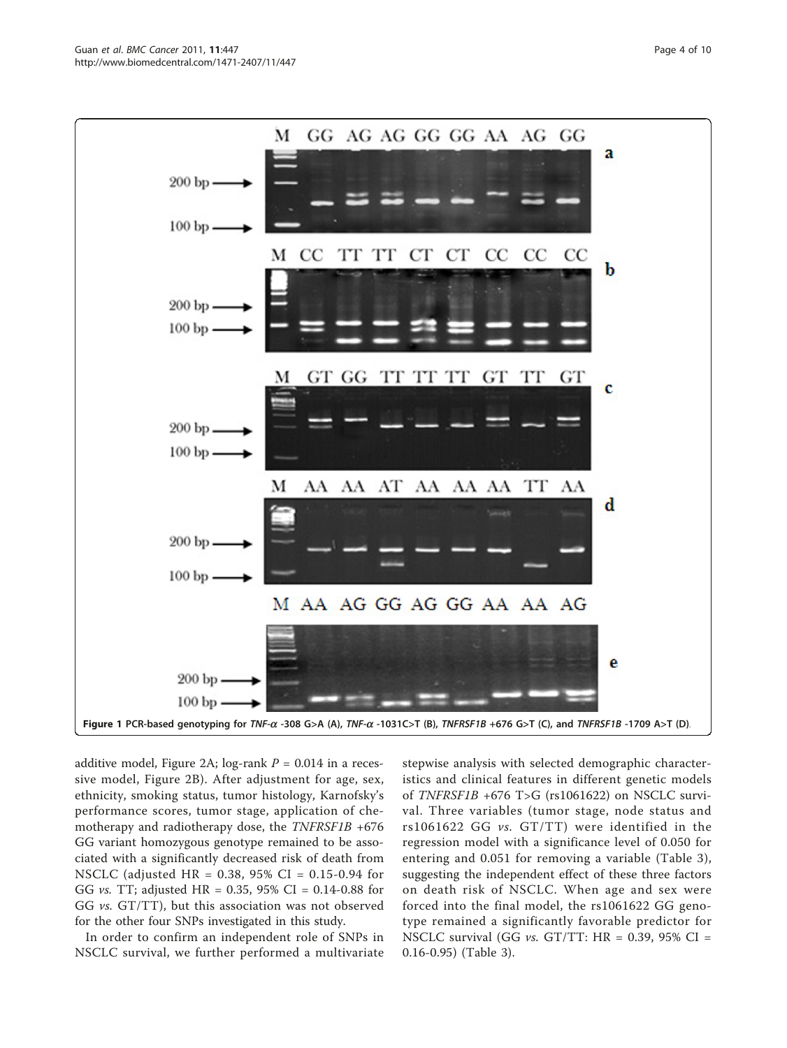**Figure 1 PCR-based genotyping for *TNF-α* -308 G>A (A), *TNF-α* -1031C>T (B), *TNFRSF1B* +676 G>T (C), and *TNFRSF1B* -1709 A>T (D)**.

additive model, Figure 2A; log-rank $P = 0.014$ in a recessive model, Figure 2B). After adjustment for age, sex, ethnicity, smoking status, tumor histology, Karnofsky's performance scores, tumor stage, application of chemotherapy and radiotherapy dose, the *TNFRSF1B* +676 GG variant homozygous genotype remained to be associated with a significantly decreased risk of death from NSCLC (adjusted HR = 0.38, 95% CI = 0.15-0.94 for GG *vs.* TT; adjusted HR = 0.35, 95% CI = 0.14-0.88 for GG *vs.* GT/TT), but this association was not observed for the other four SNPs investigated in this study.

In order to confirm an independent role of SNPs in NSCLC survival, we further performed a multivariate stepwise analysis with selected demographic characteristics and clinical features in different genetic models of *TNFRSF1B* +676 T>G (rs1061622) on NSCLC survival. Three variables (tumor stage, node status and rs1061622 GG *vs.* GT/TT) were identified in the regression model with a significance level of 0.050 for entering and 0.051 for removing a variable (Table 3), suggesting the independent effect of these three factors on death risk of NSCLC. When age and sex were forced into the final model, the rs1061622 GG genotype remained a significantly favorable predictor for NSCLC survival (GG *vs.* GT/TT: HR = 0.39, 95% CI = 0.16-0.95) (Table 3).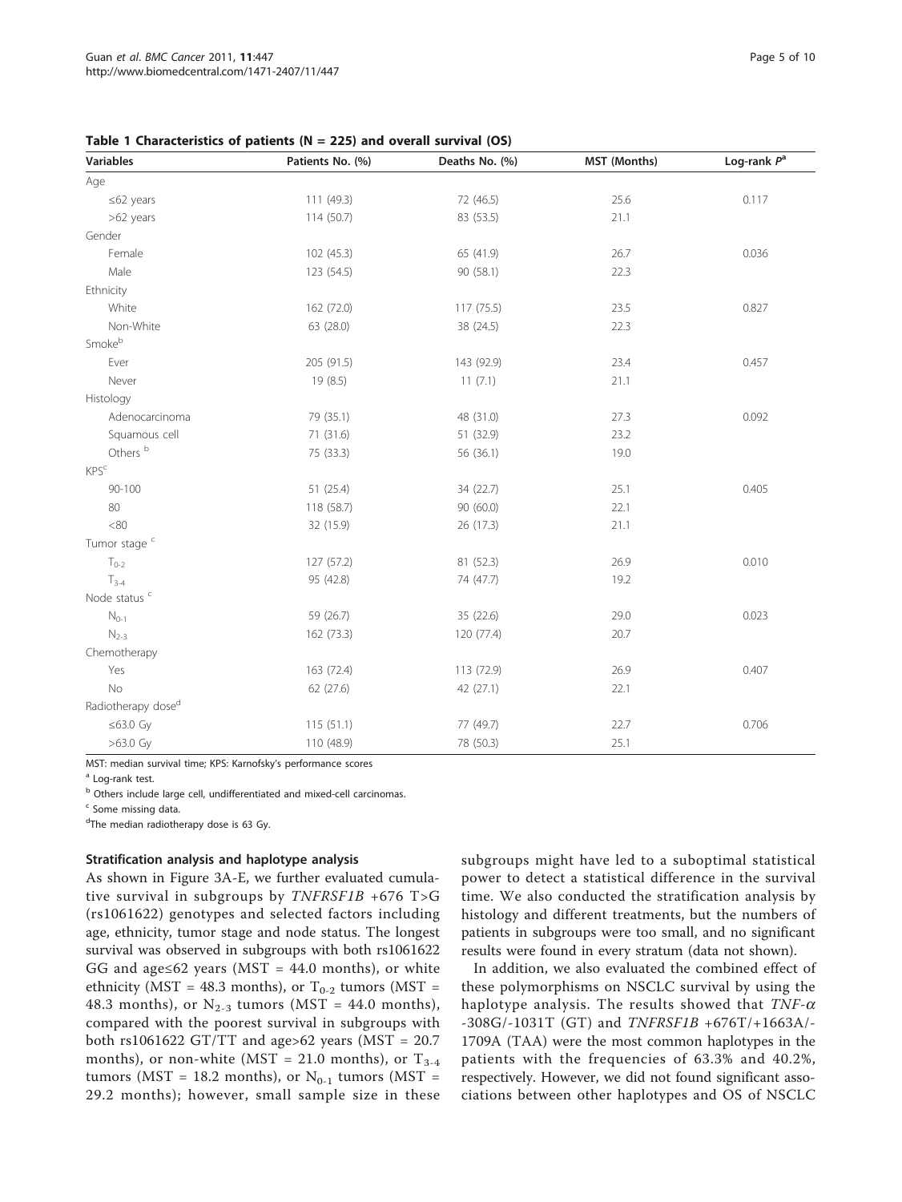**Table 1 Characteristics of patients (N = 225) and overall survival (OS)**

| Variables | Patients No. (%) | Deaths No. (%) | MST (Months) | Log-rank $P$[a] |
|---|---|---|---|---|
| Age | | | | |
| ≤62 years | 111 (49.3) | 72 (46.5) | 25.6 | 0.117 |
| >62 years | 114 (50.7) | 83 (53.5) | 21.1 | |
| Gender | | | | |
| Female | 102 (45.3) | 65 (41.9) | 26.7 | 0.036 |
| Male | 123 (54.5) | 90 (58.1) | 22.3 | |
| Ethnicity | | | | |
| White | 162 (72.0) | 117 (75.5) | 23.5 | 0.827 |
| Non-White | 63 (28.0) | 38 (24.5) | 22.3 | |
| Smoke[b] | | | | |
| Ever | 205 (91.5) | 143 (92.9) | 23.4 | 0.457 |
| Never | 19 (8.5) | 11 (7.1) | 21.1 | |
| Histology | | | | |
| Adenocarcinoma | 79 (35.1) | 48 (31.0) | 27.3 | 0.092 |
| Squamous cell | 71 (31.6) | 51 (32.9) | 23.2 | |
| Others [b] | 75 (33.3) | 56 (36.1) | 19.0 | |
| KPS[c] | | | | |
| 90-100 | 51 (25.4) | 34 (22.7) | 25.1 | 0.405 |
| 80 | 118 (58.7) | 90 (60.0) | 22.1 | |
| <80 | 32 (15.9) | 26 (17.3) | 21.1 | |
| Tumor stage [c] | | | | |
| $T_{0-2}$ | 127 (57.2) | 81 (52.3) | 26.9 | 0.010 |
| $T_{3-4}$ | 95 (42.8) | 74 (47.7) | 19.2 | |
| Node status [c] | | | | |
| $N_{0-1}$ | 59 (26.7) | 35 (22.6) | 29.0 | 0.023 |
| $N_{2-3}$ | 162 (73.3) | 120 (77.4) | 20.7 | |
| Chemotherapy | | | | |
| Yes | 163 (72.4) | 113 (72.9) | 26.9 | 0.407 |
| No | 62 (27.6) | 42 (27.1) | 22.1 | |
| Radiotherapy dose[d] | | | | |
| ≤63.0 Gy | 115 (51.1) | 77 (49.7) | 22.7 | 0.706 |
| >63.0 Gy | 110 (48.9) | 78 (50.3) | 25.1 | |

MST: median survival time; KPS: Karnofsky's performance scores

[a] Log-rank test.

[b] Others include large cell, undifferentiated and mixed-cell carcinomas.

[c] Some missing data.

[d] The median radiotherapy dose is 63 Gy.

### Stratification analysis and haplotype analysis

As shown in Figure 3A-E, we further evaluated cumulative survival in subgroups by *TNFRSF1B* +676 T>G (rs1061622) genotypes and selected factors including age, ethnicity, tumor stage and node status. The longest survival was observed in subgroups with both rs1061622 GG and age≤62 years (MST = 44.0 months), or white ethnicity (MST = 48.3 months), or $T_{0-2}$ tumors (MST = 48.3 months), or $N_{2-3}$ tumors (MST = 44.0 months), compared with the poorest survival in subgroups with both rs1061622 GT/TT and age>62 years (MST = 20.7 months), or non-white (MST = 21.0 months), or $T_{3-4}$ tumors (MST = 18.2 months), or $N_{0-1}$ tumors (MST = 29.2 months); however, small sample size in these subgroups might have led to a suboptimal statistical power to detect a statistical difference in the survival time. We also conducted the stratification analysis by histology and different treatments, but the numbers of patients in subgroups were too small, and no significant results were found in every stratum (data not shown).

In addition, we also evaluated the combined effect of these polymorphisms on NSCLC survival by using the haplotype analysis. The results showed that *TNF-α* -308G/-1031T (GT) and *TNFRSF1B* +676T/+1663A/-1709A (TAA) were the most common haplotypes in the patients with the frequencies of 63.3% and 40.2%, respectively. However, we did not found significant associations between other haplotypes and OS of NSCLC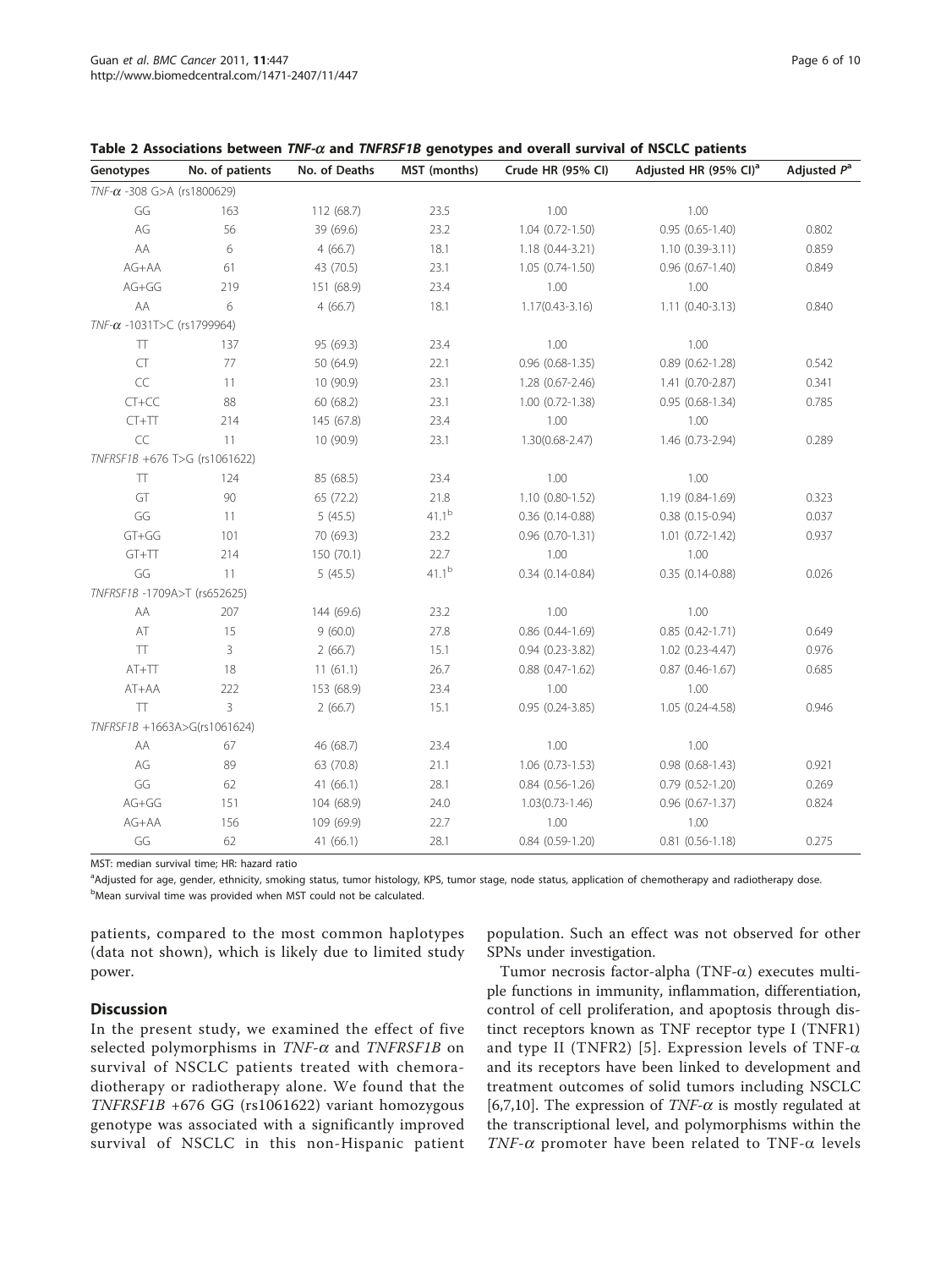**Table 2 Associations between *TNF-α* and *TNFRSF1B* genotypes and overall survival of NSCLC patients**

| Genotypes | No. of patients | No. of Deaths | MST (months) | Crude HR (95% CI) | Adjusted HR (95% CI)[a] | Adjusted P[a] |
|---|---|---|---|---|---|---|
| *TNF-α* -308 G>A (rs1800629) | | | | | | |
| GG | 163 | 112 (68.7) | 23.5 | 1.00 | 1.00 | |
| AG | 56 | 39 (69.6) | 23.2 | 1.04 (0.72-1.50) | 0.95 (0.65-1.40) | 0.802 |
| AA | 6 | 4 (66.7) | 18.1 | 1.18 (0.44-3.21) | 1.10 (0.39-3.11) | 0.859 |
| AG+AA | 61 | 43 (70.5) | 23.1 | 1.05 (0.74-1.50) | 0.96 (0.67-1.40) | 0.849 |
| AG+GG | 219 | 151 (68.9) | 23.4 | 1.00 | 1.00 | |
| AA | 6 | 4 (66.7) | 18.1 | 1.17(0.43-3.16) | 1.11 (0.40-3.13) | 0.840 |
| *TNF-α* -1031T>C (rs1799964) | | | | | | |
| TT | 137 | 95 (69.3) | 23.4 | 1.00 | 1.00 | |
| CT | 77 | 50 (64.9) | 22.1 | 0.96 (0.68-1.35) | 0.89 (0.62-1.28) | 0.542 |
| CC | 11 | 10 (90.9) | 23.1 | 1.28 (0.67-2.46) | 1.41 (0.70-2.87) | 0.341 |
| CT+CC | 88 | 60 (68.2) | 23.1 | 1.00 (0.72-1.38) | 0.95 (0.68-1.34) | 0.785 |
| CT+TT | 214 | 145 (67.8) | 23.4 | 1.00 | 1.00 | |
| CC | 11 | 10 (90.9) | 23.1 | 1.30(0.68-2.47) | 1.46 (0.73-2.94) | 0.289 |
| *TNFRSF1B* +676 T>G (rs1061622) | | | | | | |
| TT | 124 | 85 (68.5) | 23.4 | 1.00 | 1.00 | |
| GT | 90 | 65 (72.2) | 21.8 | 1.10 (0.80-1.52) | 1.19 (0.84-1.69) | 0.323 |
| GG | 11 | 5 (45.5) | 41.1[b] | 0.36 (0.14-0.88) | 0.38 (0.15-0.94) | 0.037 |
| GT+GG | 101 | 70 (69.3) | 23.2 | 0.96 (0.70-1.31) | 1.01 (0.72-1.42) | 0.937 |
| GT+TT | 214 | 150 (70.1) | 22.7 | 1.00 | 1.00 | |
| GG | 11 | 5 (45.5) | 41.1[b] | 0.34 (0.14-0.84) | 0.35 (0.14-0.88) | 0.026 |
| *TNFRSF1B* -1709A>T (rs652625) | | | | | | |
| AA | 207 | 144 (69.6) | 23.2 | 1.00 | 1.00 | |
| AT | 15 | 9 (60.0) | 27.8 | 0.86 (0.44-1.69) | 0.85 (0.42-1.71) | 0.649 |
| TT | 3 | 2 (66.7) | 15.1 | 0.94 (0.23-3.82) | 1.02 (0.23-4.47) | 0.976 |
| AT+TT | 18 | 11 (61.1) | 26.7 | 0.88 (0.47-1.62) | 0.87 (0.46-1.67) | 0.685 |
| AT+AA | 222 | 153 (68.9) | 23.4 | 1.00 | 1.00 | |
| TT | 3 | 2 (66.7) | 15.1 | 0.95 (0.24-3.85) | 1.05 (0.24-4.58) | 0.946 |
| *TNFRSF1B* +1663A>G(rs1061624) | | | | | | |
| AA | 67 | 46 (68.7) | 23.4 | 1.00 | 1.00 | |
| AG | 89 | 63 (70.8) | 21.1 | 1.06 (0.73-1.53) | 0.98 (0.68-1.43) | 0.921 |
| GG | 62 | 41 (66.1) | 28.1 | 0.84 (0.56-1.26) | 0.79 (0.52-1.20) | 0.269 |
| AG+GG | 151 | 104 (68.9) | 24.0 | 1.03(0.73-1.46) | 0.96 (0.67-1.37) | 0.824 |
| AG+AA | 156 | 109 (69.9) | 22.7 | 1.00 | 1.00 | |
| GG | 62 | 41 (66.1) | 28.1 | 0.84 (0.59-1.20) | 0.81 (0.56-1.18) | 0.275 |

MST: median survival time; HR: hazard ratio

[a]Adjusted for age, gender, ethnicity, smoking status, tumor histology, KPS, tumor stage, node status, application of chemotherapy and radiotherapy dose.

[b]Mean survival time was provided when MST could not be calculated.

patients, compared to the most common haplotypes (data not shown), which is likely due to limited study power.

## Discussion

In the present study, we examined the effect of five selected polymorphisms in *TNF-α* and *TNFRSF1B* on survival of NSCLC patients treated with chemoradiotherapy or radiotherapy alone. We found that the *TNFRSF1B* +676 GG (rs1061622) variant homozygous genotype was associated with a significantly improved survival of NSCLC in this non-Hispanic patient population. Such an effect was not observed for other SPNs under investigation.

Tumor necrosis factor-alpha (TNF-α) executes multiple functions in immunity, inflammation, differentiation, control of cell proliferation, and apoptosis through distinct receptors known as TNF receptor type I (TNFR1) and type II (TNFR2) [5]. Expression levels of TNF-α and its receptors have been linked to development and treatment outcomes of solid tumors including NSCLC [6,7,10]. The expression of *TNF-α* is mostly regulated at the transcriptional level, and polymorphisms within the *TNF-α* promoter have been related to TNF-α levels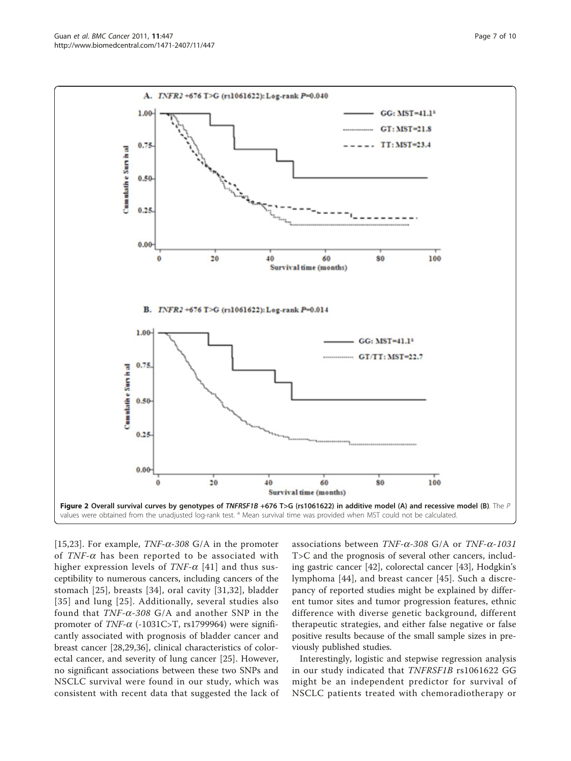**Figure 2 Overall survival curves by genotypes of *TNFRSF1B* +676 T>G (rs1061622) in additive model (A) and recessive model (B)**. The *P* values were obtained from the unadjusted log-rank test. [a] Mean survival time was provided when MST could not be calculated.

[15,23]. For example, *TNF-α-308* G/A in the promoter of *TNF-α* has been reported to be associated with higher expression levels of *TNF-α* [41] and thus susceptibility to numerous cancers, including cancers of the stomach [25], breasts [34], oral cavity [31,32], bladder [35] and lung [25]. Additionally, several studies also found that *TNF-α-308* G/A and another SNP in the promoter of *TNF-α* (-1031C>T, rs1799964) were significantly associated with prognosis of bladder cancer and breast cancer [28,29,36], clinical characteristics of colorectal cancer, and severity of lung cancer [25]. However, no significant associations between these two SNPs and NSCLC survival were found in our study, which was consistent with recent data that suggested the lack of associations between *TNF-α-308* G/A or *TNF-α-1031* T>C and the prognosis of several other cancers, including gastric cancer [42], colorectal cancer [43], Hodgkin's lymphoma [44], and breast cancer [45]. Such a discrepancy of reported studies might be explained by different tumor sites and tumor progression features, ethnic difference with diverse genetic background, different therapeutic strategies, and either false negative or false positive results because of the small sample sizes in previously published studies.

Interestingly, logistic and stepwise regression analysis in our study indicated that *TNFRSF1B* rs1061622 GG might be an independent predictor for survival of NSCLC patients treated with chemoradiotherapy or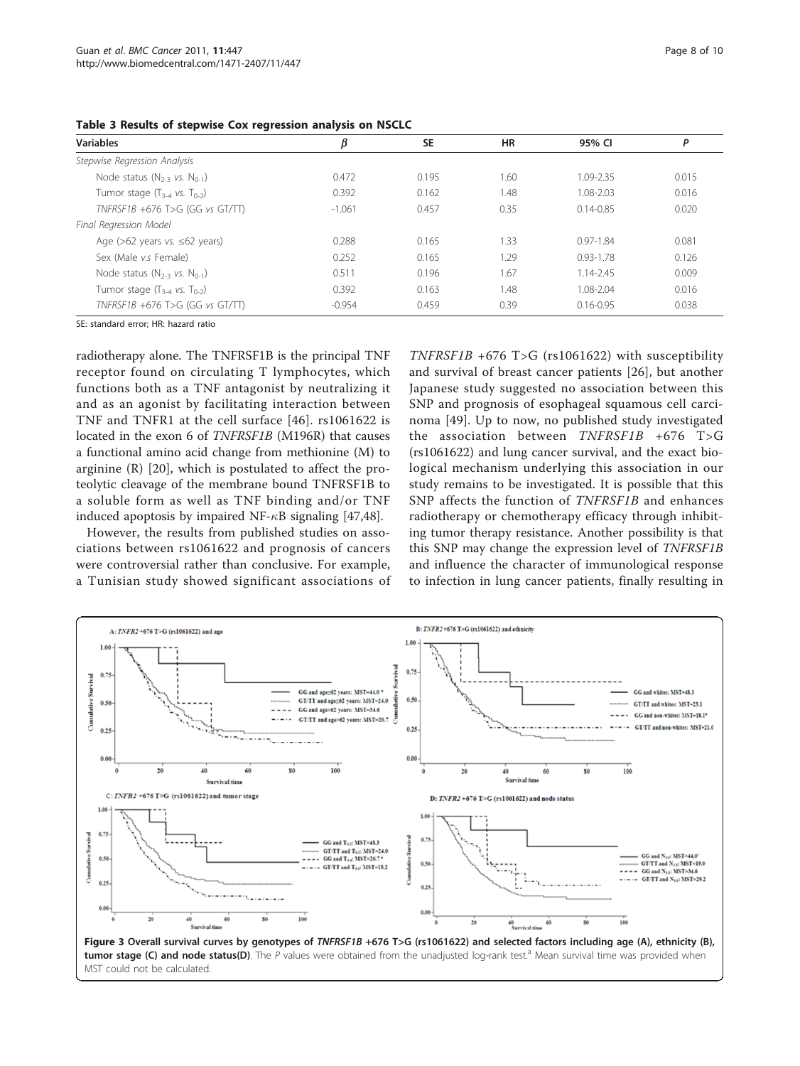**Table 3 Results of stepwise Cox regression analysis on NSCLC**

| Variables | β | SE | HR | 95% CI | P |
|---|---|---|---|---|---|
| *Stepwise Regression Analysis* | | | | | |
| Node status ($N_{2-3}$ *vs.* $N_{0-1}$) | 0.472 | 0.195 | 1.60 | 1.09-2.35 | 0.015 |
| Tumor stage ($T_{3-4}$ *vs.* $T_{0-2}$) | 0.392 | 0.162 | 1.48 | 1.08-2.03 | 0.016 |
| *TNFRSF1B* +676 T>G (GG *vs* GT/TT) | -1.061 | 0.457 | 0.35 | 0.14-0.85 | 0.020 |
| *Final Regression Model* | | | | | |
| Age (>62 years *vs.* ≤62 years) | 0.288 | 0.165 | 1.33 | 0.97-1.84 | 0.081 |
| Sex (Male *v.s* Female) | 0.252 | 0.165 | 1.29 | 0.93-1.78 | 0.126 |
| Node status ($N_{2-3}$ *vs.* $N_{0-1}$) | 0.511 | 0.196 | 1.67 | 1.14-2.45 | 0.009 |
| Tumor stage ($T_{3-4}$ *vs.* $T_{0-2}$) | 0.392 | 0.163 | 1.48 | 1.08-2.04 | 0.016 |
| *TNFRSF1B* +676 T>G (GG *vs* GT/TT) | -0.954 | 0.459 | 0.39 | 0.16-0.95 | 0.038 |

SE: standard error; HR: hazard ratio

radiotherapy alone. The TNFRSF1B is the principal TNF receptor found on circulating T lymphocytes, which functions both as a TNF antagonist by neutralizing it and as an agonist by facilitating interaction between TNF and TNFR1 at the cell surface [46]. rs1061622 is located in the exon 6 of *TNFRSF1B* (M196R) that causes a functional amino acid change from methionine (M) to arginine (R) [20], which is postulated to affect the proteolytic cleavage of the membrane bound TNFRSF1B to a soluble form as well as TNF binding and/or TNF induced apoptosis by impaired NF-κB signaling [47,48].

However, the results from published studies on associations between rs1061622 and prognosis of cancers were controversial rather than conclusive. For example, a Tunisian study showed significant associations of *TNFRSF1B* +676 T>G (rs1061622) with susceptibility and survival of breast cancer patients [26], but another Japanese study suggested no association between this SNP and prognosis of esophageal squamous cell carcinoma [49]. Up to now, no published study investigated the association between *TNFRSF1B* +676 T>G (rs1061622) and lung cancer survival, and the exact biological mechanism underlying this association in our study remains to be investigated. It is possible that this SNP affects the function of *TNFRSF1B* and enhances radiotherapy or chemotherapy efficacy through inhibiting tumor therapy resistance. Another possibility is that this SNP may change the expression level of *TNFRSF1B* and influence the character of immunological response to infection in lung cancer patients, finally resulting in

**Figure 3 Overall survival curves by genotypes of *TNFRSF1B* +676 T>G (rs1061622) and selected factors including age (A), ethnicity (B), tumor stage (C) and node status(D)**. The *P* values were obtained from the unadjusted log-rank test.[a] Mean survival time was provided when MST could not be calculated.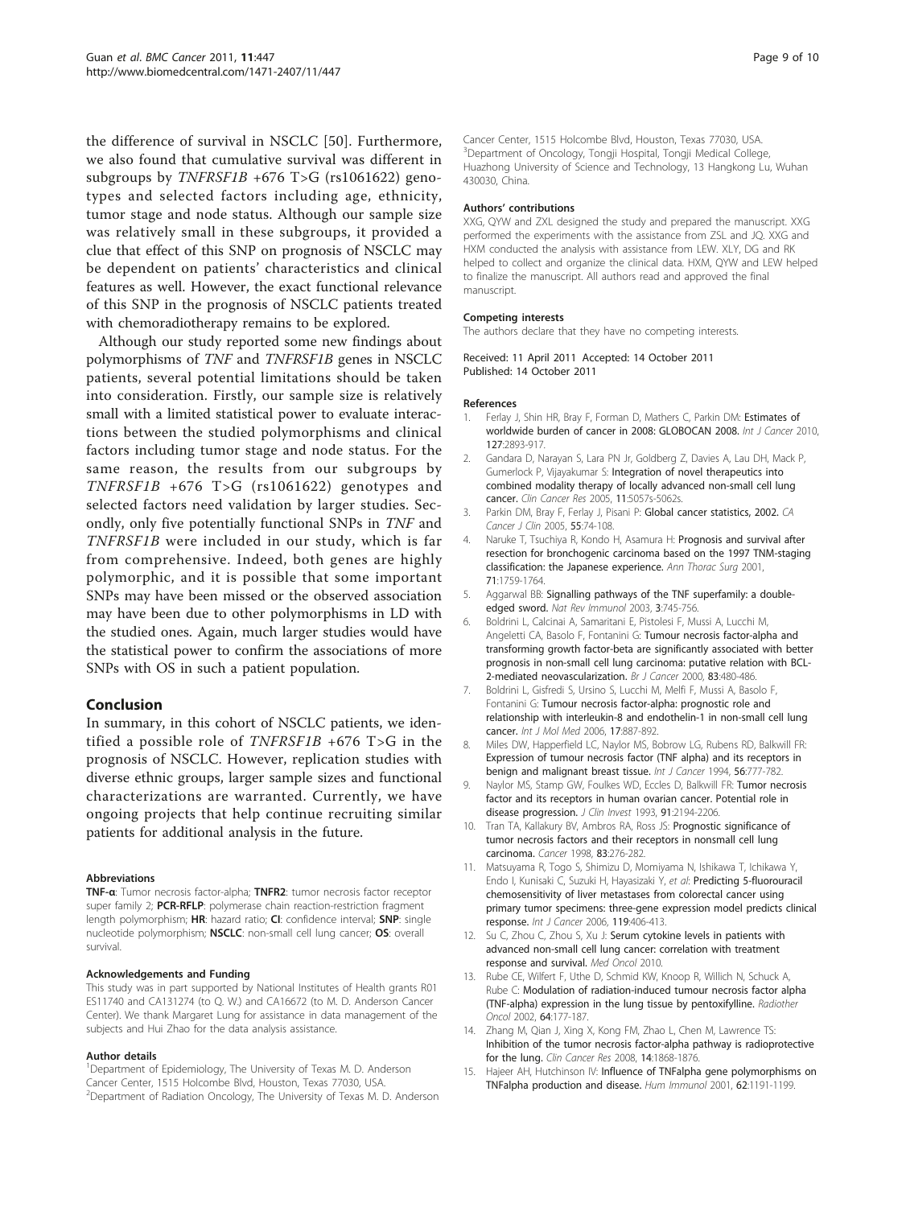the difference of survival in NSCLC [50]. Furthermore, we also found that cumulative survival was different in subgroups by *TNFRSF1B* +676 T>G (rs1061622) genotypes and selected factors including age, ethnicity, tumor stage and node status. Although our sample size was relatively small in these subgroups, it provided a clue that effect of this SNP on prognosis of NSCLC may be dependent on patients' characteristics and clinical features as well. However, the exact functional relevance of this SNP in the prognosis of NSCLC patients treated with chemoradiotherapy remains to be explored.

Although our study reported some new findings about polymorphisms of *TNF* and *TNFRSF1B* genes in NSCLC patients, several potential limitations should be taken into consideration. Firstly, our sample size is relatively small with a limited statistical power to evaluate interactions between the studied polymorphisms and clinical factors including tumor stage and node status. For the same reason, the results from our subgroups by *TNFRSF1B* +676 T>G (rs1061622) genotypes and selected factors need validation by larger studies. Secondly, only five potentially functional SNPs in *TNF* and *TNFRSF1B* were included in our study, which is far from comprehensive. Indeed, both genes are highly polymorphic, and it is possible that some important SNPs may have been missed or the observed association may have been due to other polymorphisms in LD with the studied ones. Again, much larger studies would have the statistical power to confirm the associations of more SNPs with OS in such a patient population.

## Conclusion

In summary, in this cohort of NSCLC patients, we identified a possible role of *TNFRSF1B* +676 T>G in the prognosis of NSCLC. However, replication studies with diverse ethnic groups, larger sample sizes and functional characterizations are warranted. Currently, we have ongoing projects that help continue recruiting similar patients for additional analysis in the future.

#### Abbreviations

**TNF-α**: Tumor necrosis factor-alpha; **TNFR2**: tumor necrosis factor receptor super family 2; **PCR-RFLP**: polymerase chain reaction-restriction fragment length polymorphism; **HR**: hazard ratio; **CI**: confidence interval; **SNP**: single nucleotide polymorphism; **NSCLC**: non-small cell lung cancer; **OS**: overall survival.

#### Acknowledgements and Funding

This study was in part supported by National Institutes of Health grants R01 ES11740 and CA131274 (to Q. W.) and CA16672 (to M. D. Anderson Cancer Center). We thank Margaret Lung for assistance in data management of the subjects and Hui Zhao for the data analysis assistance.

#### Author details

[1]Department of Epidemiology, The University of Texas M. D. Anderson Cancer Center, 1515 Holcombe Blvd, Houston, Texas 77030, USA. [2]Department of Radiation Oncology, The University of Texas M. D. Anderson Cancer Center, 1515 Holcombe Blvd, Houston, Texas 77030, USA. [3]Department of Oncology, Tongji Hospital, Tongji Medical College, Huazhong University of Science and Technology, 13 Hangkong Lu, Wuhan 430030, China.

#### Authors' contributions

XXG, QYW and ZXL designed the study and prepared the manuscript. XXG performed the experiments with the assistance from ZSL and JQ. XXG and HXM conducted the analysis with assistance from LEW. XLY, DG and RK helped to collect and organize the clinical data. HXM, QYW and LEW helped to finalize the manuscript. All authors read and approved the final manuscript.

#### Competing interests

The authors declare that they have no competing interests.

Received: 11 April 2011 Accepted: 14 October 2011
Published: 14 October 2011

#### References

1. Ferlay J, Shin HR, Bray F, Forman D, Mathers C, Parkin DM: **Estimates of worldwide burden of cancer in 2008: GLOBOCAN 2008.** *Int J Cancer* 2010, **127**:2893-917.
2. Gandara D, Narayan S, Lara PN Jr, Goldberg Z, Davies A, Lau DH, Mack P, Gumerlock P, Vijayakumar S: **Integration of novel therapeutics into combined modality therapy of locally advanced non-small cell lung cancer.** *Clin Cancer Res* 2005, **11**:5057s-5062s.
3. Parkin DM, Bray F, Ferlay J, Pisani P: **Global cancer statistics, 2002.** *CA Cancer J Clin* 2005, **55**:74-108.
4. Naruke T, Tsuchiya R, Kondo H, Asamura H: **Prognosis and survival after resection for bronchogenic carcinoma based on the 1997 TNM-staging classification: the Japanese experience.** *Ann Thorac Surg* 2001, **71**:1759-1764.
5. Aggarwal BB: **Signalling pathways of the TNF superfamily: a double-edged sword.** *Nat Rev Immunol* 2003, **3**:745-756.
6. Boldrini L, Calcinai A, Samaritani E, Pistolesi F, Mussi A, Lucchi M, Angeletti CA, Basolo F, Fontanini G: **Tumour necrosis factor-alpha and transforming growth factor-beta are significantly associated with better prognosis in non-small cell lung carcinoma: putative relation with BCL-2-mediated neovascularization.** *Br J Cancer* 2000, **83**:480-486.
7. Boldrini L, Gisfredi S, Ursino S, Lucchi M, Melfi F, Mussi A, Basolo F, Fontanini G: **Tumour necrosis factor-alpha: prognostic role and relationship with interleukin-8 and endothelin-1 in non-small cell lung cancer.** *Int J Mol Med* 2006, **17**:887-892.
8. Miles DW, Happerfield LC, Naylor MS, Bobrow LG, Rubens RD, Balkwill FR: **Expression of tumour necrosis factor (TNF alpha) and its receptors in benign and malignant breast tissue.** *Int J Cancer* 1994, **56**:777-782.
9. Naylor MS, Stamp GW, Foulkes WD, Eccles D, Balkwill FR: **Tumor necrosis factor and its receptors in human ovarian cancer. Potential role in disease progression.** *J Clin Invest* 1993, **91**:2194-2206.
10. Tran TA, Kallakury BV, Ambros RA, Ross JS: **Prognostic significance of tumor necrosis factors and their receptors in nonsmall cell lung carcinoma.** *Cancer* 1998, **83**:276-282.
11. Matsuyama R, Togo S, Shimizu D, Momiyama N, Ishikawa T, Ichikawa Y, Endo I, Kunisaki C, Suzuki H, Hayasizaki Y, *et al*: **Predicting 5-fluorouracil chemosensitivity of liver metastases from colorectal cancer using primary tumor specimens: three-gene expression model predicts clinical response.** *Int J Cancer* 2006, **119**:406-413.
12. Su C, Zhou C, Zhou S, Xu J: **Serum cytokine levels in patients with advanced non-small cell lung cancer: correlation with treatment response and survival.** *Med Oncol* 2010.
13. Rube CE, Wilfert F, Uthe D, Schmid KW, Knoop R, Willich N, Schuck A, Rube C: **Modulation of radiation-induced tumour necrosis factor alpha (TNF-alpha) expression in the lung tissue by pentoxifylline.** *Radiother Oncol* 2002, **64**:177-187.
14. Zhang M, Qian J, Xing X, Kong FM, Zhao L, Chen M, Lawrence TS: **Inhibition of the tumor necrosis factor-alpha pathway is radioprotective for the lung.** *Clin Cancer Res* 2008, **14**:1868-1876.
15. Hajeer AH, Hutchinson IV: **Influence of TNFalpha gene polymorphisms on TNFalpha production and disease.** *Hum Immunol* 2001, **62**:1191-1199.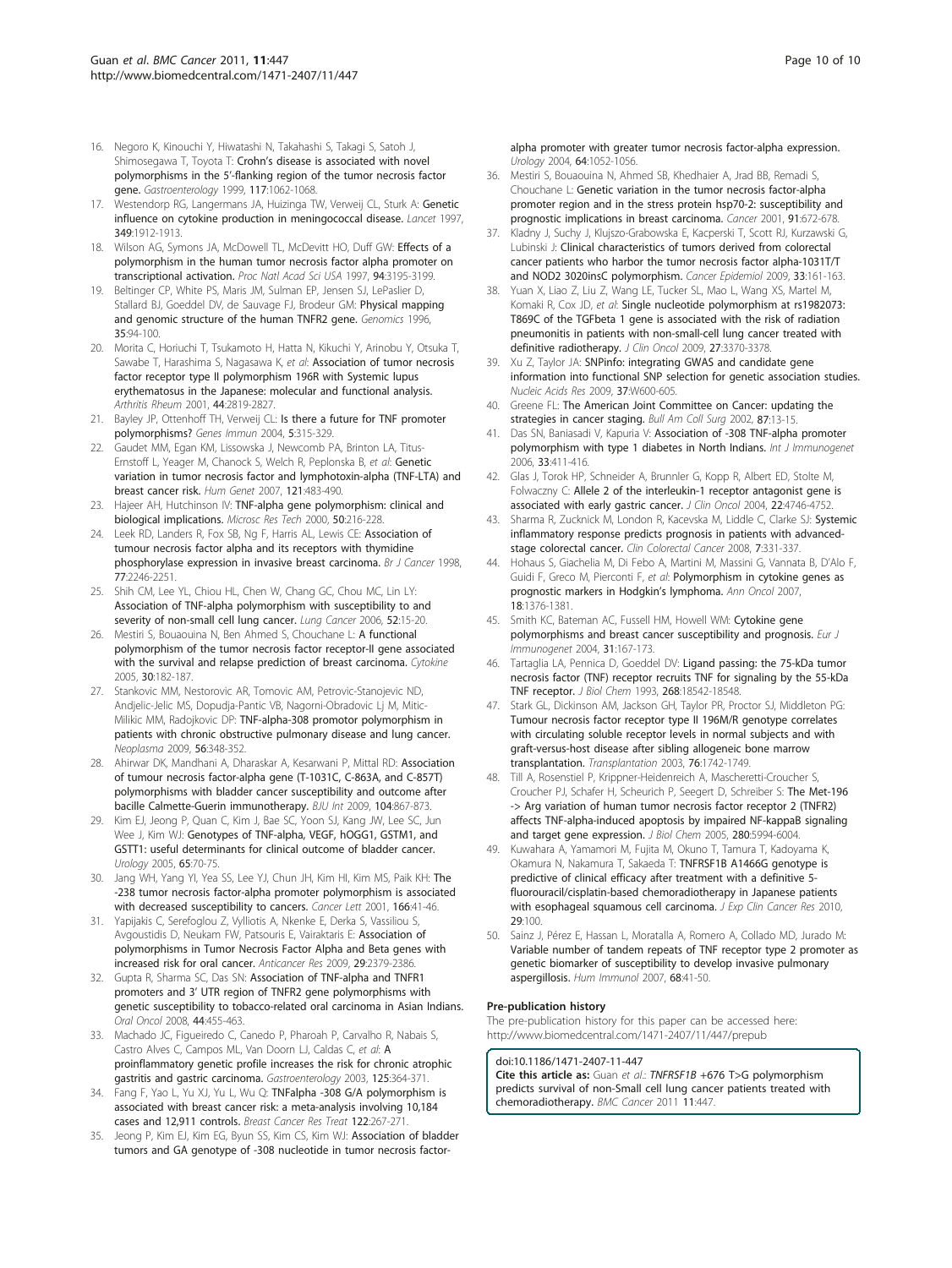16. Negoro K, Kinouchi Y, Hiwatashi N, Takahashi S, Takagi S, Satoh J, Shimosegawa T, Toyota T: **Crohn's disease is associated with novel polymorphisms in the 5'-flanking region of the tumor necrosis factor gene.** *Gastroenterology* 1999, **117**:1062-1068.
17. Westendorp RG, Langermans JA, Huizinga TW, Verweij CL, Sturk A: **Genetic influence on cytokine production in meningococcal disease.** *Lancet* 1997, **349**:1912-1913.
18. Wilson AG, Symons JA, McDowell TL, McDevitt HO, Duff GW: **Effects of a polymorphism in the human tumor necrosis factor alpha promoter on transcriptional activation.** *Proc Natl Acad Sci USA* 1997, **94**:3195-3199.
19. Beltinger CP, White PS, Maris JM, Sulman EP, Jensen SJ, LePaslier D, Stallard BJ, Goeddel DV, de Sauvage FJ, Brodeur GM: **Physical mapping and genomic structure of the human TNFR2 gene.** *Genomics* 1996, **35**:94-100.
20. Morita C, Horiuchi T, Tsukamoto H, Hatta N, Kikuchi Y, Arinobu Y, Otsuka T, Sawabe T, Harashima S, Nagasawa K, *et al*: **Association of tumor necrosis factor receptor type II polymorphism 196R with Systemic lupus erythematosus in the Japanese: molecular and functional analysis.** *Arthritis Rheum* 2001, **44**:2819-2827.
21. Bayley JP, Ottenhoff TH, Verweij CL: **Is there a future for TNF promoter polymorphisms?** *Genes Immun* 2004, **5**:315-329.
22. Gaudet MM, Egan KM, Lissowska J, Newcomb PA, Brinton LA, Titus-Ernstoff L, Yeager M, Chanock S, Welch R, Peplonska B, *et al*: **Genetic variation in tumor necrosis factor and lymphotoxin-alpha (TNF-LTA) and breast cancer risk.** *Hum Genet* 2007, **121**:483-490.
23. Hajeer AH, Hutchinson IV: **TNF-alpha gene polymorphism: clinical and biological implications.** *Microsc Res Tech* 2000, **50**:216-228.
24. Leek RD, Landers R, Fox SB, Ng F, Harris AL, Lewis CE: **Association of tumour necrosis factor alpha and its receptors with thymidine phosphorylase expression in invasive breast carcinoma.** *Br J Cancer* 1998, **77**:2246-2251.
25. Shih CM, Lee YL, Chiou HL, Chen W, Chang GC, Chou MC, Lin LY: **Association of TNF-alpha polymorphism with susceptibility to and severity of non-small cell lung cancer.** *Lung Cancer* 2006, **52**:15-20.
26. Mestiri S, Bouaouina N, Ben Ahmed S, Chouchane L: **A functional polymorphism of the tumor necrosis factor receptor-II gene associated with the survival and relapse prediction of breast carcinoma.** *Cytokine* 2005, **30**:182-187.
27. Stankovic MM, Nestorovic AR, Tomovic AM, Petrovic-Stanojevic ND, Andjelic-Jelic MS, Dopudja-Pantic VB, Nagorni-Obradovic Lj M, Mitic-Milikic MM, Radojkovic DP: **TNF-alpha-308 promotor polymorphism in patients with chronic obstructive pulmonary disease and lung cancer.** *Neoplasma* 2009, **56**:348-352.
28. Ahirwar DK, Mandhani A, Dharaskar A, Kesarwani P, Mittal RD: **Association of tumour necrosis factor-alpha gene (T-1031C, C-863A, and C-857T) polymorphisms with bladder cancer susceptibility and outcome after bacille Calmette-Guerin immunotherapy.** *BJU Int* 2009, **104**:867-873.
29. Kim EJ, Jeong P, Quan C, Kim J, Bae SC, Yoon SJ, Kang JW, Lee SC, Jun Wee J, Kim WJ: **Genotypes of TNF-alpha, VEGF, hOGG1, GSTM1, and GSTT1: useful determinants for clinical outcome of bladder cancer.** *Urology* 2005, **65**:70-75.
30. Jang WH, Yang YI, Yea SS, Lee YJ, Chun JH, Kim HI, Kim MS, Paik KH: **The -238 tumor necrosis factor-alpha promoter polymorphism is associated with decreased susceptibility to cancers.** *Cancer Lett* 2001, **166**:41-46.
31. Yapijakis C, Serefoglou Z, Vylliotis A, Nkenke E, Derka S, Vassiliou S, Avgoustidis D, Neukam FW, Patsouris E, Vairaktaris E: **Association of polymorphisms in Tumor Necrosis Factor Alpha and Beta genes with increased risk for oral cancer.** *Anticancer Res* 2009, **29**:2379-2386.
32. Gupta R, Sharma SC, Das SN: **Association of TNF-alpha and TNFR1 promoters and 3' UTR region of TNFR2 gene polymorphisms with genetic susceptibility to tobacco-related oral carcinoma in Asian Indians.** *Oral Oncol* 2008, **44**:455-463.
33. Machado JC, Figueiredo C, Canedo P, Pharoah P, Carvalho R, Nabais S, Castro Alves C, Campos ML, Van Doorn LJ, Caldas C, *et al*: **A proinflammatory genetic profile increases the risk for chronic atrophic gastritis and gastric carcinoma.** *Gastroenterology* 2003, **125**:364-371.
34. Fang F, Yao L, Yu XJ, Yu L, Wu Q: **TNFalpha -308 G/A polymorphism is associated with breast cancer risk: a meta-analysis involving 10,184 cases and 12,911 controls.** *Breast Cancer Res Treat* 2010, **122**:267-271.
35. Jeong P, Kim EJ, Kim EG, Byun SS, Kim CS, Kim WJ: **Association of bladder tumors and GA genotype of -308 nucleotide in tumor necrosis factor-alpha promoter with greater tumor necrosis factor-alpha expression.** *Urology* 2004, **64**:1052-1056.
36. Mestiri S, Bouaouina N, Ahmed SB, Khedhaier A, Jrad BB, Remadi S, Chouchane L: **Genetic variation in the tumor necrosis factor-alpha promoter region and in the stress protein hsp70-2: susceptibility and prognostic implications in breast carcinoma.** *Cancer* 2001, **91**:672-678.
37. Kladny J, Suchy J, Klujszo-Grabowska E, Kacperski T, Scott RJ, Kurzawski G, Lubinski J: **Clinical characteristics of tumors derived from colorectal cancer patients who harbor the tumor necrosis factor alpha-1031T/T and NOD2 3020insC polymorphism.** *Cancer Epidemiol* 2009, **33**:161-163.
38. Yuan X, Liao Z, Liu Z, Wang LE, Tucker SL, Mao L, Wang XS, Martel M, Komaki R, Cox JD, *et al*: **Single nucleotide polymorphism at rs1982073: T869C of the TGFbeta 1 gene is associated with the risk of radiation pneumonitis in patients with non-small-cell lung cancer treated with definitive radiotherapy.** *J Clin Oncol* 2009, **27**:3370-3378.
39. Xu Z, Taylor JA: **SNPinfo: integrating GWAS and candidate gene information into functional SNP selection for genetic association studies.** *Nucleic Acids Res* 2009, **37**:W600-605.
40. Greene FL: **The American Joint Committee on Cancer: updating the strategies in cancer staging.** *Bull Am Coll Surg* 2002, **87**:13-15.
41. Das SN, Baniasadi V, Kapuria V: **Association of -308 TNF-alpha promoter polymorphism with type 1 diabetes in North Indians.** *Int J Immunogenet* 2006, **33**:411-416.
42. Glas J, Torok HP, Schneider A, Brunnler G, Kopp R, Albert ED, Stolte M, Folwaczny C: **Allele 2 of the interleukin-1 receptor antagonist gene is associated with early gastric cancer.** *J Clin Oncol* 2004, **22**:4746-4752.
43. Sharma R, Zucknick M, London R, Kacevska M, Liddle C, Clarke SJ: **Systemic inflammatory response predicts prognosis in patients with advanced-stage colorectal cancer.** *Clin Colorectal Cancer* 2008, **7**:331-337.
44. Hohaus S, Giachelia M, Di Febo A, Martini M, Massini G, Vannata B, D'Alo F, Guidi F, Greco M, Pierconti F, *et al*: **Polymorphism in cytokine genes as prognostic markers in Hodgkin's lymphoma.** *Ann Oncol* 2007, **18**:1376-1381.
45. Smith KC, Bateman AC, Fussell HM, Howell WM: **Cytokine gene polymorphisms and breast cancer susceptibility and prognosis.** *Eur J Immunogenet* 2004, **31**:167-173.
46. Tartaglia LA, Pennica D, Goeddel DV: **Ligand passing: the 75-kDa tumor necrosis factor (TNF) receptor recruits TNF for signaling by the 55-kDa TNF receptor.** *J Biol Chem* 1993, **268**:18542-18548.
47. Stark GL, Dickinson AM, Jackson GH, Taylor PR, Proctor SJ, Middleton PG: **Tumour necrosis factor receptor type II 196M/R genotype correlates with circulating soluble receptor levels in normal subjects and with graft-versus-host disease after sibling allogeneic bone marrow transplantation.** *Transplantation* 2003, **76**:1742-1749.
48. Till A, Rosenstiel P, Krippner-Heidenreich A, Mascheretti-Croucher S, Croucher PJ, Schafer H, Scheurich P, Seegert D, Schreiber S: **The Met-196 -> Arg variation of human tumor necrosis factor receptor 2 (TNFR2) affects TNF-alpha-induced apoptosis by impaired NF-kappaB signaling and target gene expression.** *J Biol Chem* 2005, **280**:5994-6004.
49. Kuwahara A, Yamamori M, Fujita M, Okuno T, Tamura T, Kadoyama K, Okamura N, Nakamura T, Sakaeda T: **TNFRSF1B A1466G genotype is predictive of clinical efficacy after treatment with a definitive 5-fluorouracil/cisplatin-based chemoradiotherapy in Japanese patients with esophageal squamous cell carcinoma.** *J Exp Clin Cancer Res* 2010, **29**:100.
50. Sainz J, Pérez E, Hassan L, Moratalla A, Romero A, Collado MD, Jurado M: **Variable number of tandem repeats of TNF receptor type 2 promoter as genetic biomarker of susceptibility to develop invasive pulmonary aspergillosis.** *Hum Immunol* 2007, **68**:41-50.

#### Pre-publication history

The pre-publication history for this paper can be accessed here:
http://www.biomedcentral.com/1471-2407/11/447/prepub

doi:10.1186/1471-2407-11-447

**Cite this article as:** Guan *et al.*: *TNFRSF1B* +676 T>G polymorphism predicts survival of non-Small cell lung cancer patients treated with chemoradiotherapy. *BMC Cancer* 2011 **11**:447.